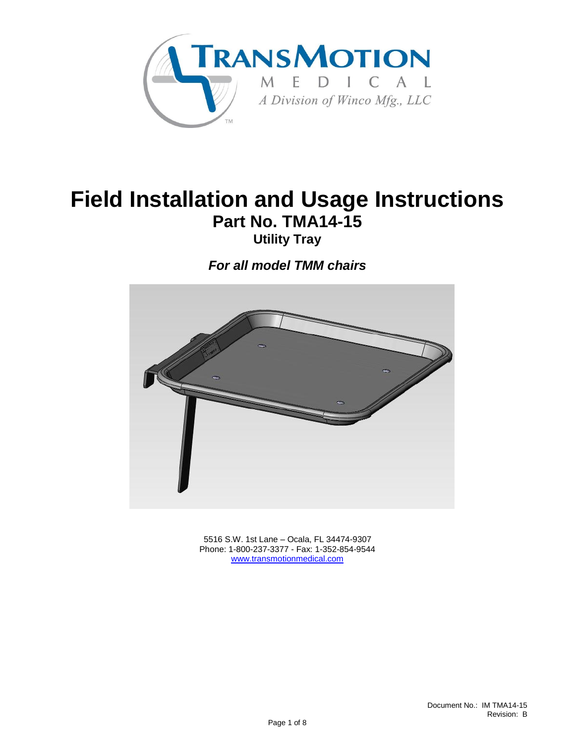TransMotion Medical
A Division of Winco Mfg., LLC

# Field Installation and Usage Instructions

## Part No. TMA14-15

### Utility Tray

***For all model TMM chairs***

5516 S.W. 1st Lane – Ocala, FL 34474-9307
Phone: 1-800-237-3377 - Fax: 1-352-854-9544
www.transmotionmedical.com

Document No.: IM TMA14-15
Revision: B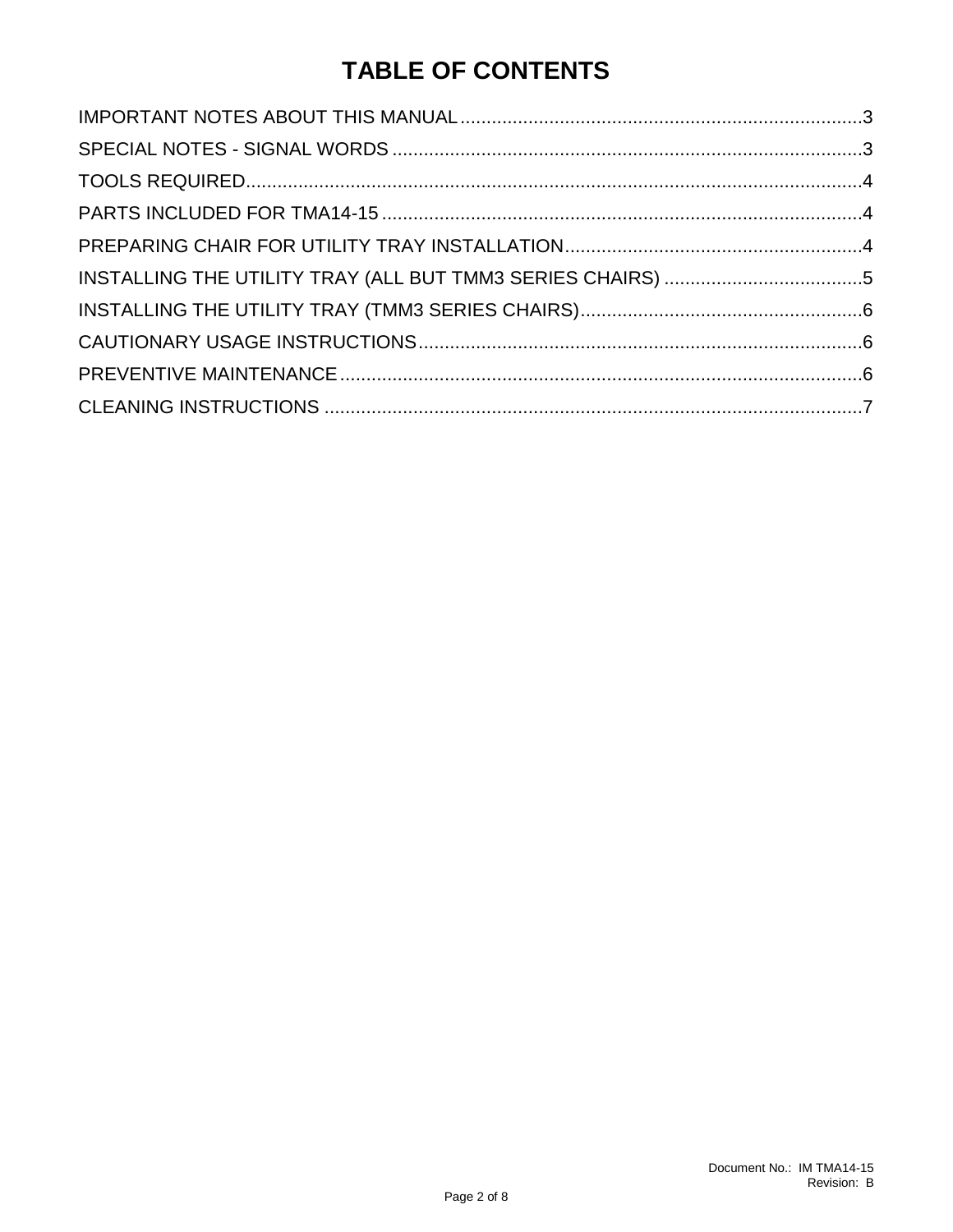# TABLE OF CONTENTS

IMPORTANT NOTES ABOUT THIS MANUAL............................................................................3
SPECIAL NOTES - SIGNAL WORDS ........................................................................................3
TOOLS REQUIRED......................................................................................................................4
PARTS INCLUDED FOR TMA14-15 ...........................................................................................4
PREPARING CHAIR FOR UTILITY TRAY INSTALLATION........................................................4
INSTALLING THE UTILITY TRAY (ALL BUT TMM3 SERIES CHAIRS) ......................................5
INSTALLING THE UTILITY TRAY (TMM3 SERIES CHAIRS).....................................................6
CAUTIONARY USAGE INSTRUCTIONS....................................................................................6
PREVENTIVE MAINTENANCE....................................................................................................6
CLEANING INSTRUCTIONS .......................................................................................................7

Document No.: IM TMA14-15
Revision: B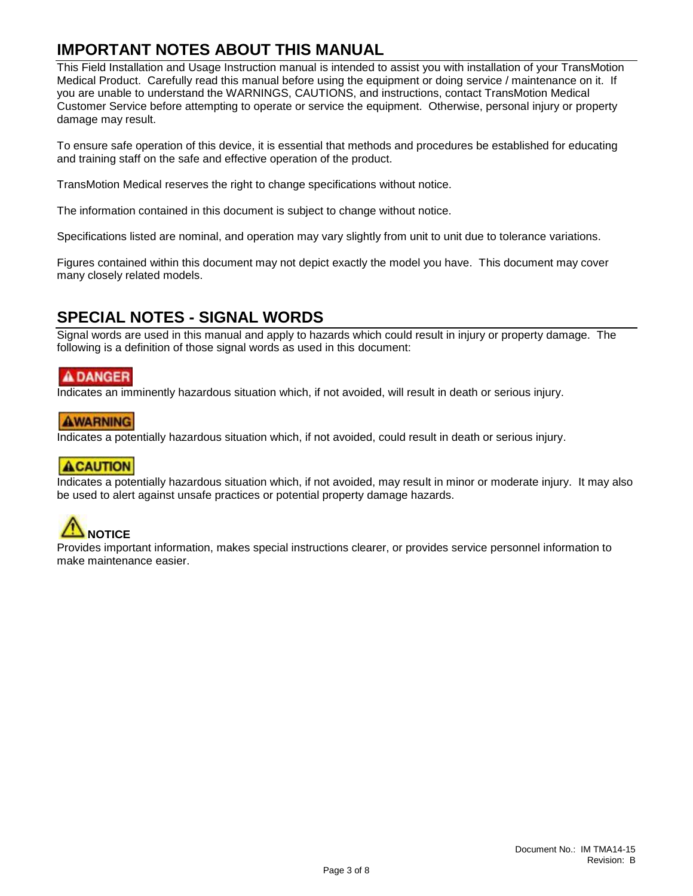## IMPORTANT NOTES ABOUT THIS MANUAL

This Field Installation and Usage Instruction manual is intended to assist you with installation of your TransMotion Medical Product. Carefully read this manual before using the equipment or doing service / maintenance on it. If you are unable to understand the WARNINGS, CAUTIONS, and instructions, contact TransMotion Medical Customer Service before attempting to operate or service the equipment. Otherwise, personal injury or property damage may result.

To ensure safe operation of this device, it is essential that methods and procedures be established for educating and training staff on the safe and effective operation of the product.

TransMotion Medical reserves the right to change specifications without notice.

The information contained in this document is subject to change without notice.

Specifications listed are nominal, and operation may vary slightly from unit to unit due to tolerance variations.

Figures contained within this document may not depict exactly the model you have. This document may cover many closely related models.

## SPECIAL NOTES - SIGNAL WORDS

Signal words are used in this manual and apply to hazards which could result in injury or property damage. The following is a definition of those signal words as used in this document:

**⚠ DANGER**

Indicates an imminently hazardous situation which, if not avoided, will result in death or serious injury.

**⚠WARNING**

Indicates a potentially hazardous situation which, if not avoided, could result in death or serious injury.

**⚠CAUTION**

Indicates a potentially hazardous situation which, if not avoided, may result in minor or moderate injury. It may also be used to alert against unsafe practices or potential property damage hazards.

**⚠ NOTICE**

Provides important information, makes special instructions clearer, or provides service personnel information to make maintenance easier.

Document No.: IM TMA14-15
Revision: B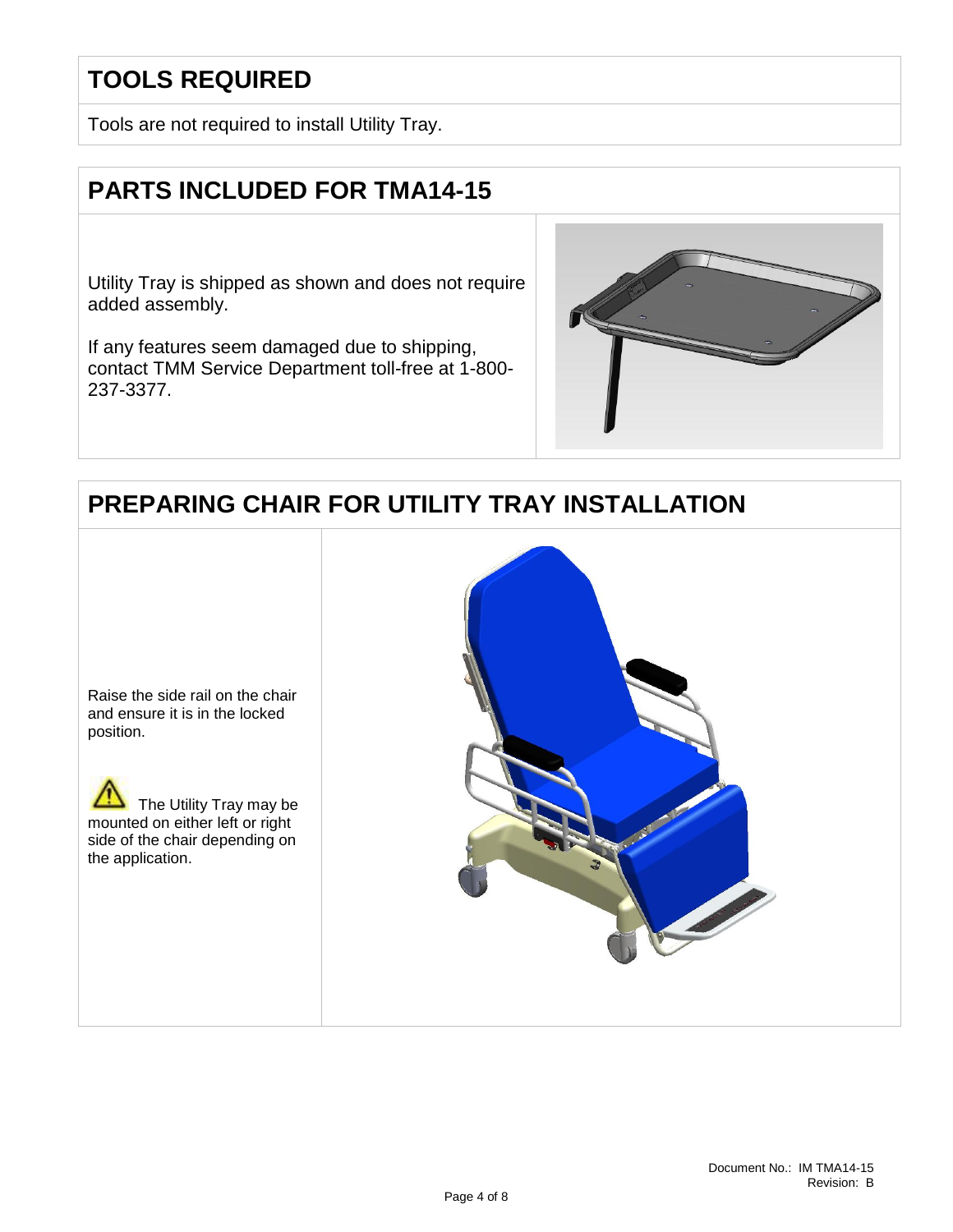## TOOLS REQUIRED

Tools are not required to install Utility Tray.

## PARTS INCLUDED FOR TMA14-15

Utility Tray is shipped as shown and does not require added assembly.

If any features seem damaged due to shipping, contact TMM Service Department toll-free at 1-800-237-3377.

## PREPARING CHAIR FOR UTILITY TRAY INSTALLATION

Raise the side rail on the chair and ensure it is in the locked position.

⚠ The Utility Tray may be mounted on either left or right side of the chair depending on the application.

Document No.: IM TMA14-15
Revision: B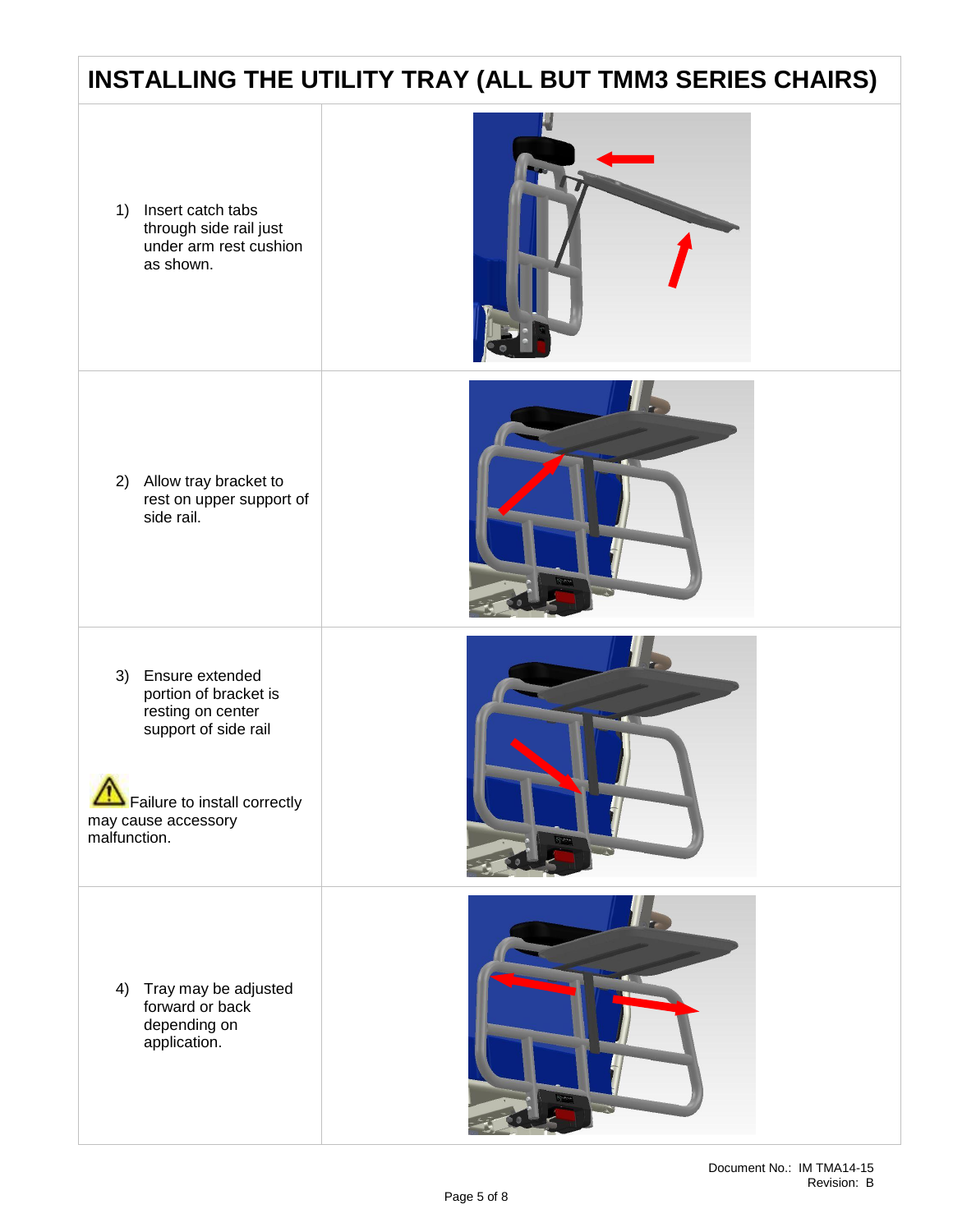# INSTALLING THE UTILITY TRAY (ALL BUT TMM3 SERIES CHAIRS)

1) Insert catch tabs through side rail just under arm rest cushion as shown.

2) Allow tray bracket to rest on upper support of side rail.

3) Ensure extended portion of bracket is resting on center support of side rail

⚠ Failure to install correctly may cause accessory malfunction.

4) Tray may be adjusted forward or back depending on application.

Document No.: IM TMA14-15
Revision: B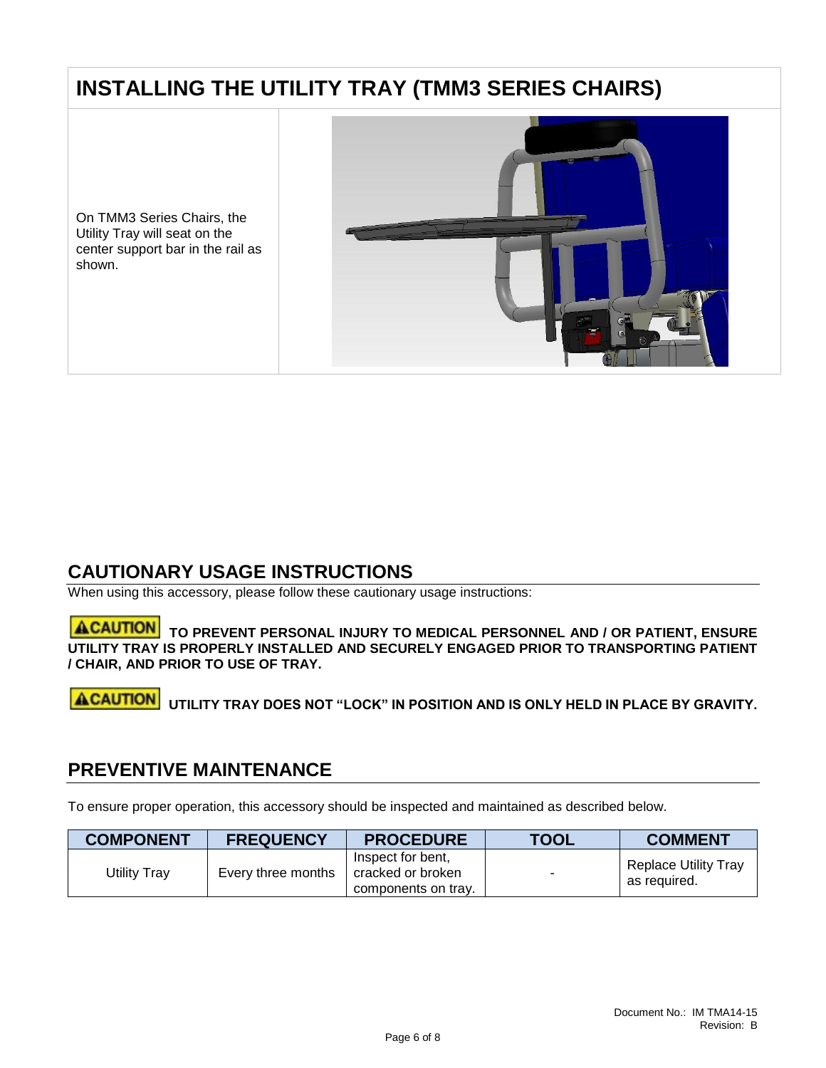## INSTALLING THE UTILITY TRAY (TMM3 SERIES CHAIRS)

On TMM3 Series Chairs, the Utility Tray will seat on the center support bar in the rail as shown.

## CAUTIONARY USAGE INSTRUCTIONS

When using this accessory, please follow these cautionary usage instructions:

**⚠CAUTION TO PREVENT PERSONAL INJURY TO MEDICAL PERSONNEL AND / OR PATIENT, ENSURE UTILITY TRAY IS PROPERLY INSTALLED AND SECURELY ENGAGED PRIOR TO TRANSPORTING PATIENT / CHAIR, AND PRIOR TO USE OF TRAY.**

**⚠CAUTION UTILITY TRAY DOES NOT "LOCK" IN POSITION AND IS ONLY HELD IN PLACE BY GRAVITY.**

## PREVENTIVE MAINTENANCE

To ensure proper operation, this accessory should be inspected and maintained as described below.

| COMPONENT | FREQUENCY | PROCEDURE | TOOL | COMMENT |
|---|---|---|---|---|
| Utility Tray | Every three months | Inspect for bent, cracked or broken components on tray. | - | Replace Utility Tray as required. |

Document No.: IM TMA14-15
Revision: B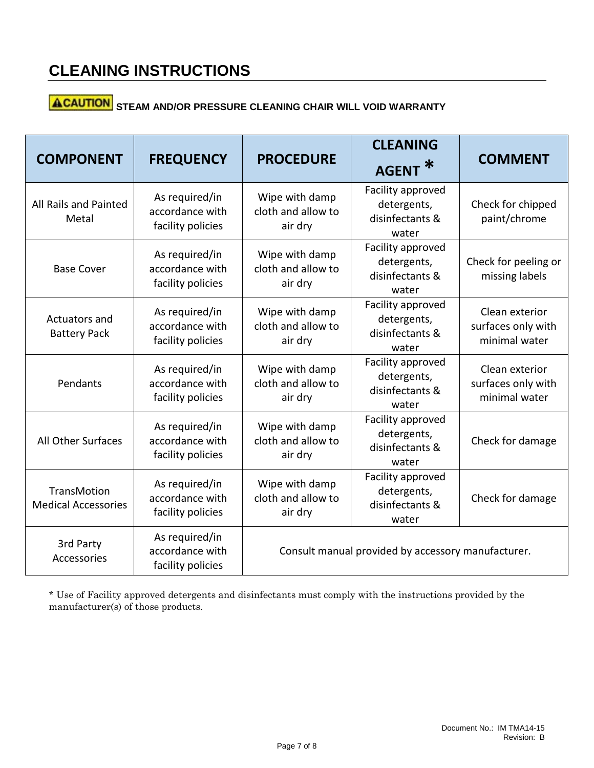# CLEANING INSTRUCTIONS

**CAUTION** **STEAM AND/OR PRESSURE CLEANING CHAIR WILL VOID WARRANTY**

| COMPONENT | FREQUENCY | PROCEDURE | CLEANING AGENT * | COMMENT |
|---|---|---|---|---|
| All Rails and Painted Metal | As required/in accordance with facility policies | Wipe with damp cloth and allow to air dry | Facility approved detergents, disinfectants & water | Check for chipped paint/chrome |
| Base Cover | As required/in accordance with facility policies | Wipe with damp cloth and allow to air dry | Facility approved detergents, disinfectants & water | Check for peeling or missing labels |
| Actuators and Battery Pack | As required/in accordance with facility policies | Wipe with damp cloth and allow to air dry | Facility approved detergents, disinfectants & water | Clean exterior surfaces only with minimal water |
| Pendants | As required/in accordance with facility policies | Wipe with damp cloth and allow to air dry | Facility approved detergents, disinfectants & water | Clean exterior surfaces only with minimal water |
| All Other Surfaces | As required/in accordance with facility policies | Wipe with damp cloth and allow to air dry | Facility approved detergents, disinfectants & water | Check for damage |
| TransMotion Medical Accessories | As required/in accordance with facility policies | Wipe with damp cloth and allow to air dry | Facility approved detergents, disinfectants & water | Check for damage |
| 3rd Party Accessories | As required/in accordance with facility policies | Consult manual provided by accessory manufacturer. | | |

* Use of Facility approved detergents and disinfectants must comply with the instructions provided by the manufacturer(s) of those products.

Document No.: IM TMA14-15
Revision: B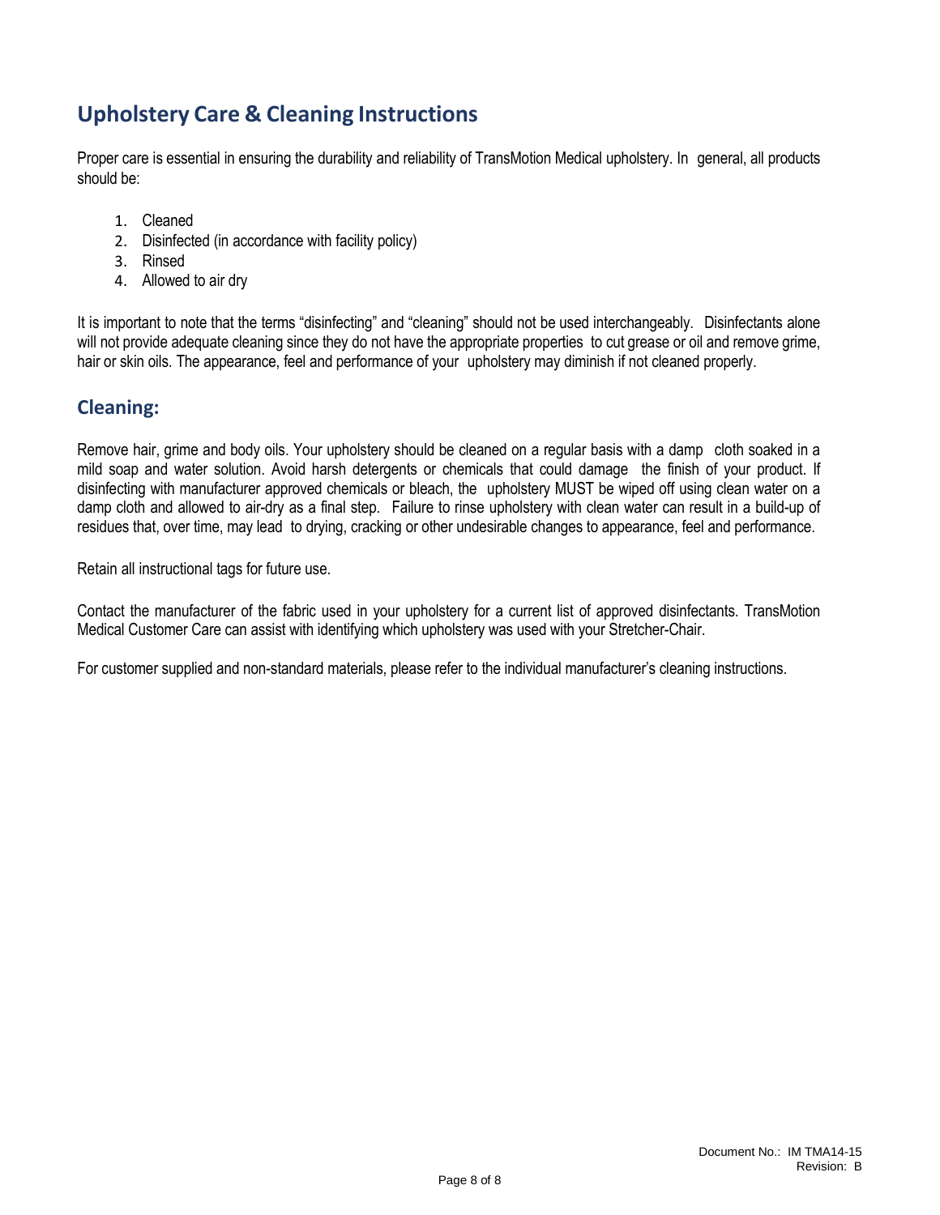## Upholstery Care & Cleaning Instructions

Proper care is essential in ensuring the durability and reliability of TransMotion Medical upholstery. In general, all products should be:

1. Cleaned
2. Disinfected (in accordance with facility policy)
3. Rinsed
4. Allowed to air dry

It is important to note that the terms "disinfecting" and "cleaning" should not be used interchangeably. Disinfectants alone will not provide adequate cleaning since they do not have the appropriate properties to cut grease or oil and remove grime, hair or skin oils. The appearance, feel and performance of your upholstery may diminish if not cleaned properly.

## Cleaning:

Remove hair, grime and body oils. Your upholstery should be cleaned on a regular basis with a damp cloth soaked in a mild soap and water solution. Avoid harsh detergents or chemicals that could damage the finish of your product. If disinfecting with manufacturer approved chemicals or bleach, the upholstery MUST be wiped off using clean water on a damp cloth and allowed to air-dry as a final step. Failure to rinse upholstery with clean water can result in a build-up of residues that, over time, may lead to drying, cracking or other undesirable changes to appearance, feel and performance.

Retain all instructional tags for future use.

Contact the manufacturer of the fabric used in your upholstery for a current list of approved disinfectants. TransMotion Medical Customer Care can assist with identifying which upholstery was used with your Stretcher-Chair.

For customer supplied and non-standard materials, please refer to the individual manufacturer's cleaning instructions.